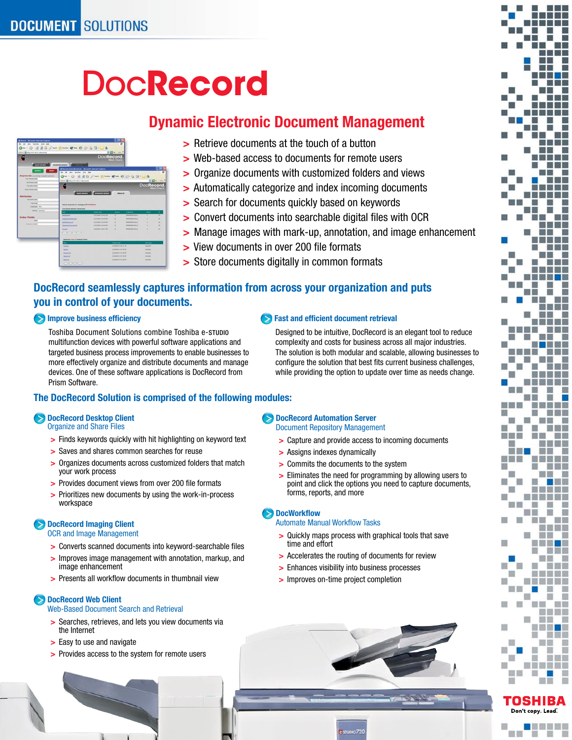DOCUMENT SOLUTIONS

# DocRecord

## Dynamic Electronic Document Management

- > Retrieve documents at the touch of a button
- > Web-based access to documents for remote users
- > Organize documents with customized folders and views
- > Automatically categorize and index incoming documents
- > Search for documents quickly based on keywords
- > Convert documents into searchable digital files with OCR
- > Manage images with mark-up, annotation, and image enhancement
- > View documents in over 200 file formats
- > Store documents digitally in common formats

## DocRecord seamlessly captures information from across your organization and puts you in control of your documents.

### Improve business efficiency

Toshiba Document Solutions combine Toshiba e-STUDIO multifunction devices with powerful software applications and targeted business process improvements to enable businesses to more effectively organize and distribute documents and manage devices. One of these software applications is DocRecord from Prism Software.

### Fast and efficient document retrieval

Designed to be intuitive, DocRecord is an elegant tool to reduce complexity and costs for business across all major industries. The solution is both modular and scalable, allowing businesses to configure the solution that best fits current business challenges, while providing the option to update over time as needs change.

## The DocRecord Solution is comprised of the following modules:

### DocRecord Desktop Client

Organize and Share Files

- > Finds keywords quickly with hit highlighting on keyword text
- > Saves and shares common searches for reuse
- > Organizes documents across customized folders that match your work process
- > Provides document views from over 200 file formats
- > Prioritizes new documents by using the work-in-process workspace

### DocRecord Imaging Client

OCR and Image Management

- > Converts scanned documents into keyword-searchable files
- > Improves image management with annotation, markup, and image enhancement
- > Presents all workflow documents in thumbnail view

### DocRecord Web Client

Web-Based Document Search and Retrieval

- > Searches, retrieves, and lets you view documents via the Internet
- > Easy to use and navigate
- > Provides access to the system for remote users

### DocRecord Automation Server

Document Repository Management

- > Capture and provide access to incoming documents
- > Assigns indexes dynamically
- > Commits the documents to the system
- > Eliminates the need for programming by allowing users to point and click the options you need to capture documents, forms, reports, and more

### DocWorkflow

Automate Manual Workflow Tasks

- > Quickly maps process with graphical tools that save time and effort
- > Accelerates the routing of documents for review
- > Enhances visibility into business processes
- > Improves on-time project completion

TOSHIBA
Don't copy. Lead.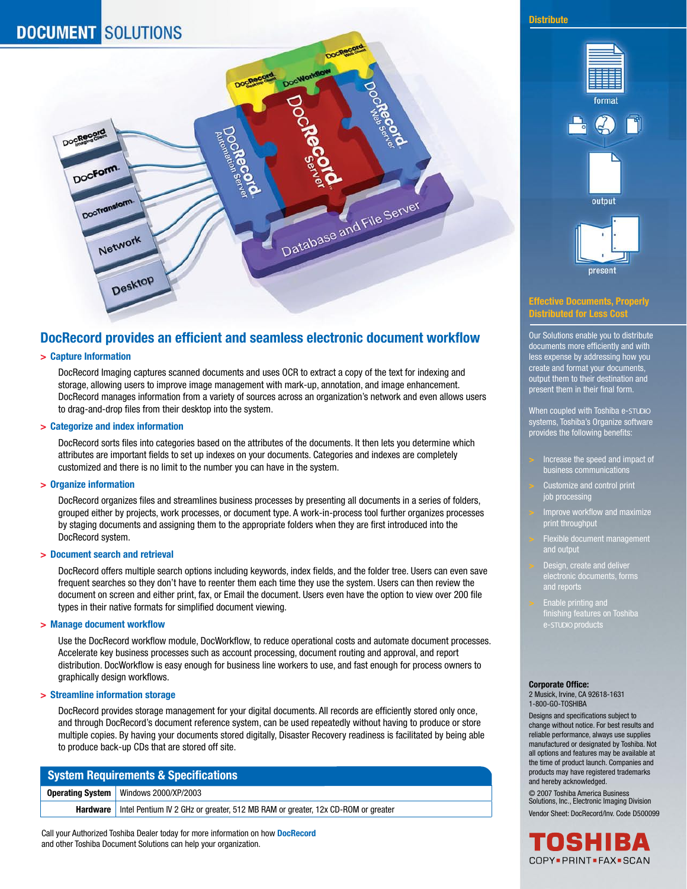# DOCUMENT SOLUTIONS

## DocRecord provides an efficient and seamless electronic document workflow

### > Capture Information

DocRecord Imaging captures scanned documents and uses OCR to extract a copy of the text for indexing and storage, allowing users to improve image management with mark-up, annotation, and image enhancement. DocRecord manages information from a variety of sources across an organization's network and even allows users to drag-and-drop files from their desktop into the system.

### > Categorize and index information

DocRecord sorts files into categories based on the attributes of the documents. It then lets you determine which attributes are important fields to set up indexes on your documents. Categories and indexes are completely customized and there is no limit to the number you can have in the system.

### > Organize information

DocRecord organizes files and streamlines business processes by presenting all documents in a series of folders, grouped either by projects, work processes, or document type. A work-in-process tool further organizes processes by staging documents and assigning them to the appropriate folders when they are first introduced into the DocRecord system.

### > Document search and retrieval

DocRecord offers multiple search options including keywords, index fields, and the folder tree. Users can even save frequent searches so they don't have to reenter them each time they use the system. Users can then review the document on screen and either print, fax, or Email the document. Users even have the option to view over 200 file types in their native formats for simplified document viewing.

### > Manage document workflow

Use the DocRecord workflow module, DocWorkflow, to reduce operational costs and automate document processes. Accelerate key business processes such as account processing, document routing and approval, and report distribution. DocWorkflow is easy enough for business line workers to use, and fast enough for process owners to graphically design workflows.

### > Streamline information storage

DocRecord provides storage management for your digital documents. All records are efficiently stored only once, and through DocRecord's document reference system, can be used repeatedly without having to produce or store multiple copies. By having your documents stored digitally, Disaster Recovery readiness is facilitated by being able to produce back-up CDs that are stored off site.

## System Requirements & Specifications

| | |
|---|---|
| **Operating System** | Windows 2000/XP/2003 |
| **Hardware** | Intel Pentium IV 2 GHz or greater, 512 MB RAM or greater, 12x CD-ROM or greater |

Call your Authorized Toshiba Dealer today for more information on how **DocRecord** and other Toshiba Document Solutions can help your organization.

## Distribute

format

output

present

## Effective Documents, Properly Distributed for Less Cost

Our Solutions enable you to distribute documents more efficiently and with less expense by addressing how you create and format your documents, output them to their destination and present them in their final form.

When coupled with Toshiba e-STUDIO systems, Toshiba's Organize software provides the following benefits:

- Increase the speed and impact of business communications
- Customize and control print job processing
- Improve workflow and maximize print throughput
- Flexible document management and output
- Design, create and deliver electronic documents, forms and reports
- Enable printing and finishing features on Toshiba e-STUDIO products

**Corporate Office:**
2 Musick, Irvine, CA 92618-1631
1-800-GO-TOSHIBA

Designs and specifications subject to change without notice. For best results and reliable performance, always use supplies manufactured or designated by Toshiba. Not all options and features may be available at the time of product launch. Companies and products may have registered trademarks and hereby acknowledged.

© 2007 Toshiba America Business Solutions, Inc., Electronic Imaging Division

Vendor Sheet: DocRecord/Inv. Code D500099

TOSHIBA
COPY ▪ PRINT ▪ FAX ▪ SCAN